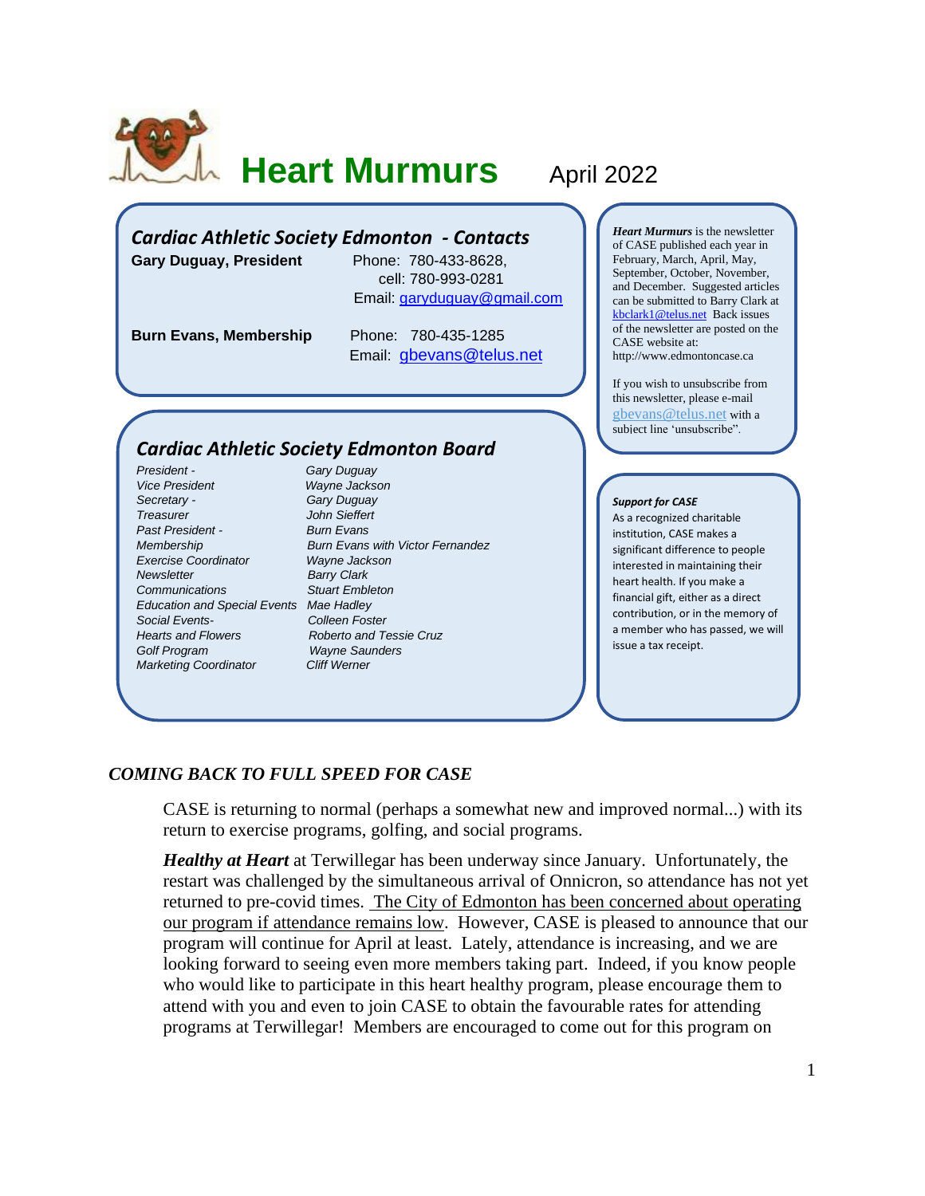# Heart Murmurs April 2022

## *Cardiac Athletic Society Edmonton - Contacts*

**Gary Duguay, President** Phone: 780-433-8628, cell: 780-993-0281 Email: garyduguay@gmail.com

**Burn Evans, Membership** Phone: 780-435-1285 Email: gbevans@telus.net

## *Cardiac Athletic Society Edmonton Board*

| | |
|---|---|
| *President -* | *Gary Duguay* |
| *Vice President* | *Wayne Jackson* |
| *Secretary -* | *Gary Duguay* |
| *Treasurer* | *John Sieffert* |
| *Past President -* | *Burn Evans* |
| *Membership* | *Burn Evans with Victor Fernandez* |
| *Exercise Coordinator* | *Wayne Jackson* |
| *Newsletter* | *Barry Clark* |
| *Communications* | *Stuart Embleton* |
| *Education and Special Events* | *Mae Hadley* |
| *Social Events-* | *Colleen Foster* |
| *Hearts and Flowers* | *Roberto and Tessie Cruz* |
| *Golf Program* | *Wayne Saunders* |
| *Marketing Coordinator* | *Cliff Werner* |

***Heart Murmurs*** is the newsletter of CASE published each year in February, March, April, May, September, October, November, and December. Suggested articles can be submitted to Barry Clark at kbclark1@telus.net Back issues of the newsletter are posted on the CASE website at: http://www.edmontoncase.ca

If you wish to unsubscribe from this newsletter, please e-mail gbevans@telus.net with a subject line 'unsubscribe".

***Support for CASE***

As a recognized charitable institution, CASE makes a significant difference to people interested in maintaining their heart health. If you make a financial gift, either as a direct contribution, or in the memory of a member who has passed, we will issue a tax receipt.

## *COMING BACK TO FULL SPEED FOR CASE*

CASE is returning to normal (perhaps a somewhat new and improved normal...) with its return to exercise programs, golfing, and social programs.

***Healthy at Heart*** at Terwillegar has been underway since January. Unfortunately, the restart was challenged by the simultaneous arrival of Onnicron, so attendance has not yet returned to pre-covid times. The City of Edmonton has been concerned about operating our program if attendance remains low. However, CASE is pleased to announce that our program will continue for April at least. Lately, attendance is increasing, and we are looking forward to seeing even more members taking part. Indeed, if you know people who would like to participate in this heart healthy program, please encourage them to attend with you and even to join CASE to obtain the favourable rates for attending programs at Terwillegar! Members are encouraged to come out for this program on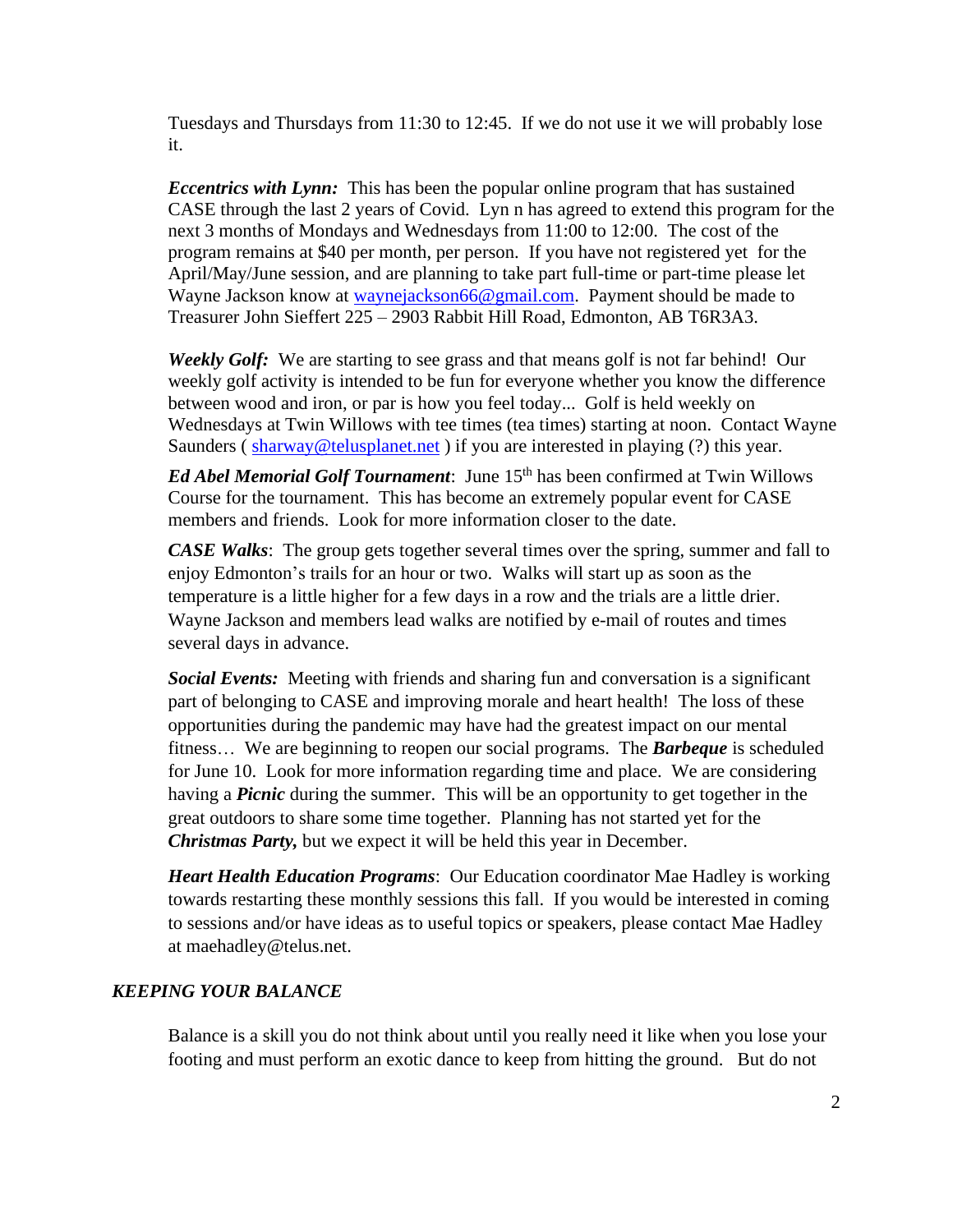Tuesdays and Thursdays from 11:30 to 12:45. If we do not use it we will probably lose it.

***Eccentrics with Lynn:*** This has been the popular online program that has sustained CASE through the last 2 years of Covid. Lyn n has agreed to extend this program for the next 3 months of Mondays and Wednesdays from 11:00 to 12:00. The cost of the program remains at $40 per month, per person. If you have not registered yet for the April/May/June session, and are planning to take part full-time or part-time please let Wayne Jackson know at waynejackson66@gmail.com. Payment should be made to Treasurer John Sieffert 225 – 2903 Rabbit Hill Road, Edmonton, AB T6R3A3.

***Weekly Golf:*** We are starting to see grass and that means golf is not far behind! Our weekly golf activity is intended to be fun for everyone whether you know the difference between wood and iron, or par is how you feel today... Golf is held weekly on Wednesdays at Twin Willows with tee times (tea times) starting at noon. Contact Wayne Saunders ( sharway@telusplanet.net ) if you are interested in playing (?) this year.

***Ed Abel Memorial Golf Tournament***: June 15th has been confirmed at Twin Willows Course for the tournament. This has become an extremely popular event for CASE members and friends. Look for more information closer to the date.

***CASE Walks***: The group gets together several times over the spring, summer and fall to enjoy Edmonton's trails for an hour or two. Walks will start up as soon as the temperature is a little higher for a few days in a row and the trials are a little drier. Wayne Jackson and members lead walks are notified by e-mail of routes and times several days in advance.

***Social Events:*** Meeting with friends and sharing fun and conversation is a significant part of belonging to CASE and improving morale and heart health! The loss of these opportunities during the pandemic may have had the greatest impact on our mental fitness… We are beginning to reopen our social programs. The ***Barbeque*** is scheduled for June 10. Look for more information regarding time and place. We are considering having a ***Picnic*** during the summer. This will be an opportunity to get together in the great outdoors to share some time together. Planning has not started yet for the ***Christmas Party,*** but we expect it will be held this year in December.

***Heart Health Education Programs***: Our Education coordinator Mae Hadley is working towards restarting these monthly sessions this fall. If you would be interested in coming to sessions and/or have ideas as to useful topics or speakers, please contact Mae Hadley at maehadley@telus.net.

## *KEEPING YOUR BALANCE*

Balance is a skill you do not think about until you really need it like when you lose your footing and must perform an exotic dance to keep from hitting the ground. But do not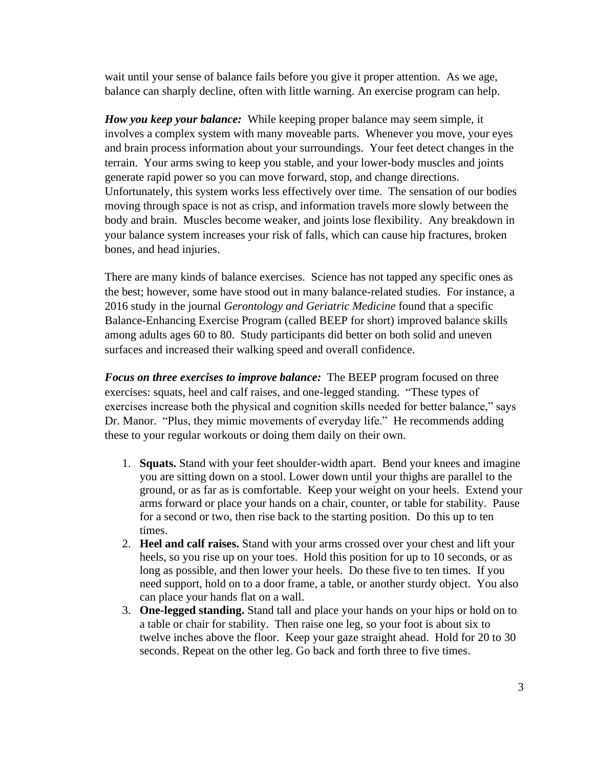wait until your sense of balance fails before you give it proper attention. As we age, balance can sharply decline, often with little warning. An exercise program can help.

***How you keep your balance:*** While keeping proper balance may seem simple, it involves a complex system with many moveable parts. Whenever you move, your eyes and brain process information about your surroundings. Your feet detect changes in the terrain. Your arms swing to keep you stable, and your lower-body muscles and joints generate rapid power so you can move forward, stop, and change directions. Unfortunately, this system works less effectively over time. The sensation of our bodies moving through space is not as crisp, and information travels more slowly between the body and brain. Muscles become weaker, and joints lose flexibility. Any breakdown in your balance system increases your risk of falls, which can cause hip fractures, broken bones, and head injuries.

There are many kinds of balance exercises. Science has not tapped any specific ones as the best; however, some have stood out in many balance-related studies. For instance, a 2016 study in the journal *Gerontology and Geriatric Medicine* found that a specific Balance-Enhancing Exercise Program (called BEEP for short) improved balance skills among adults ages 60 to 80. Study participants did better on both solid and uneven surfaces and increased their walking speed and overall confidence.

***Focus on three exercises to improve balance:*** The BEEP program focused on three exercises: squats, heel and calf raises, and one-legged standing. "These types of exercises increase both the physical and cognition skills needed for better balance," says Dr. Manor. "Plus, they mimic movements of everyday life." He recommends adding these to your regular workouts or doing them daily on their own.

1. **Squats.** Stand with your feet shoulder-width apart. Bend your knees and imagine you are sitting down on a stool. Lower down until your thighs are parallel to the ground, or as far as is comfortable. Keep your weight on your heels. Extend your arms forward or place your hands on a chair, counter, or table for stability. Pause for a second or two, then rise back to the starting position. Do this up to ten times.
2. **Heel and calf raises.** Stand with your arms crossed over your chest and lift your heels, so you rise up on your toes. Hold this position for up to 10 seconds, or as long as possible, and then lower your heels. Do these five to ten times. If you need support, hold on to a door frame, a table, or another sturdy object. You also can place your hands flat on a wall.
3. **One-legged standing.** Stand tall and place your hands on your hips or hold on to a table or chair for stability. Then raise one leg, so your foot is about six to twelve inches above the floor. Keep your gaze straight ahead. Hold for 20 to 30 seconds. Repeat on the other leg. Go back and forth three to five times.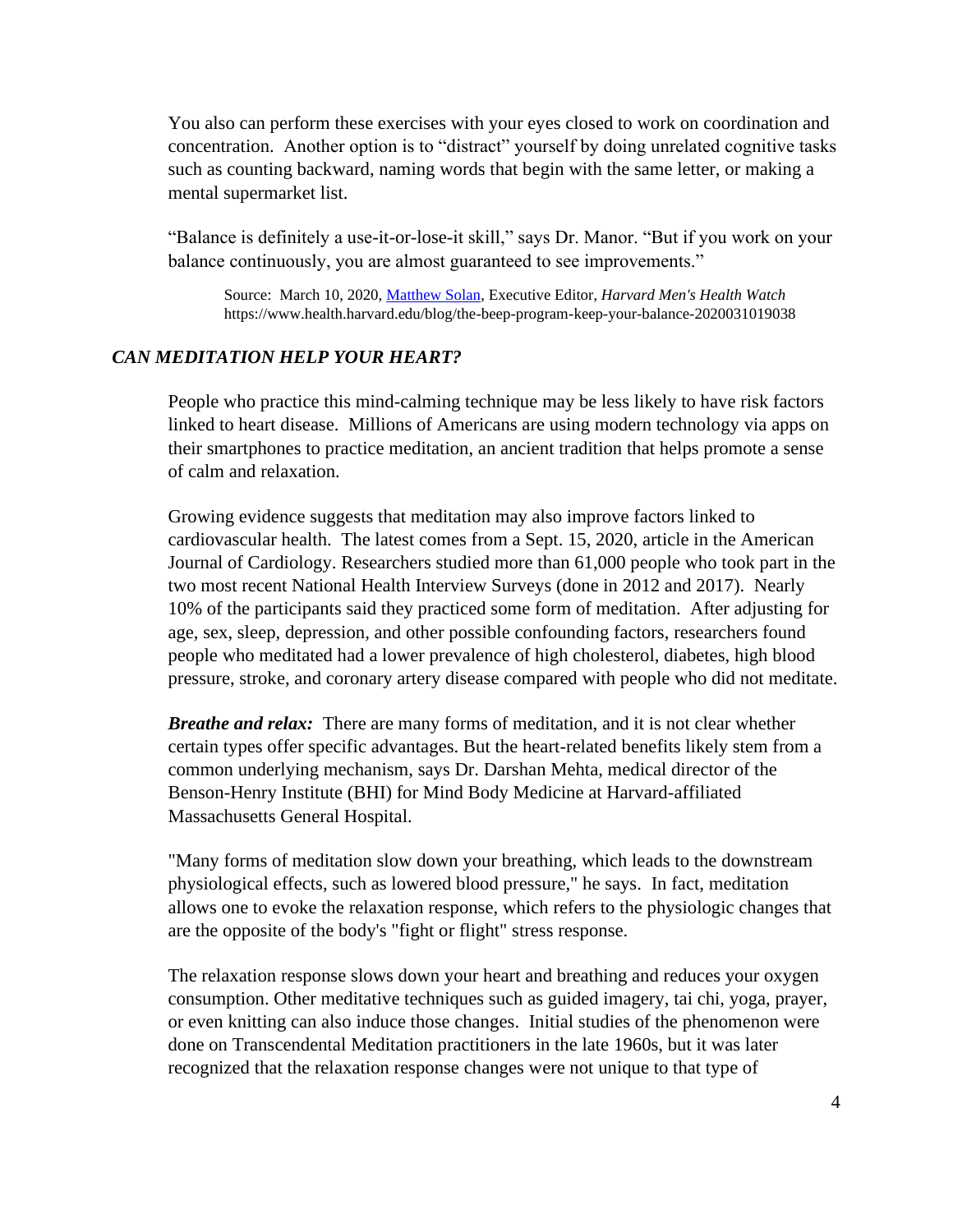You also can perform these exercises with your eyes closed to work on coordination and concentration. Another option is to "distract" yourself by doing unrelated cognitive tasks such as counting backward, naming words that begin with the same letter, or making a mental supermarket list.

"Balance is definitely a use-it-or-lose-it skill," says Dr. Manor. "But if you work on your balance continuously, you are almost guaranteed to see improvements."

Source: March 10, 2020, Matthew Solan, Executive Editor, *Harvard Men's Health Watch* https://www.health.harvard.edu/blog/the-beep-program-keep-your-balance-2020031019038

## *CAN MEDITATION HELP YOUR HEART?*

People who practice this mind-calming technique may be less likely to have risk factors linked to heart disease. Millions of Americans are using modern technology via apps on their smartphones to practice meditation, an ancient tradition that helps promote a sense of calm and relaxation.

Growing evidence suggests that meditation may also improve factors linked to cardiovascular health. The latest comes from a Sept. 15, 2020, article in the American Journal of Cardiology. Researchers studied more than 61,000 people who took part in the two most recent National Health Interview Surveys (done in 2012 and 2017). Nearly 10% of the participants said they practiced some form of meditation. After adjusting for age, sex, sleep, depression, and other possible confounding factors, researchers found people who meditated had a lower prevalence of high cholesterol, diabetes, high blood pressure, stroke, and coronary artery disease compared with people who did not meditate.

***Breathe and relax:*** There are many forms of meditation, and it is not clear whether certain types offer specific advantages. But the heart-related benefits likely stem from a common underlying mechanism, says Dr. Darshan Mehta, medical director of the Benson-Henry Institute (BHI) for Mind Body Medicine at Harvard-affiliated Massachusetts General Hospital.

"Many forms of meditation slow down your breathing, which leads to the downstream physiological effects, such as lowered blood pressure," he says. In fact, meditation allows one to evoke the relaxation response, which refers to the physiologic changes that are the opposite of the body's "fight or flight" stress response.

The relaxation response slows down your heart and breathing and reduces your oxygen consumption. Other meditative techniques such as guided imagery, tai chi, yoga, prayer, or even knitting can also induce those changes. Initial studies of the phenomenon were done on Transcendental Meditation practitioners in the late 1960s, but it was later recognized that the relaxation response changes were not unique to that type of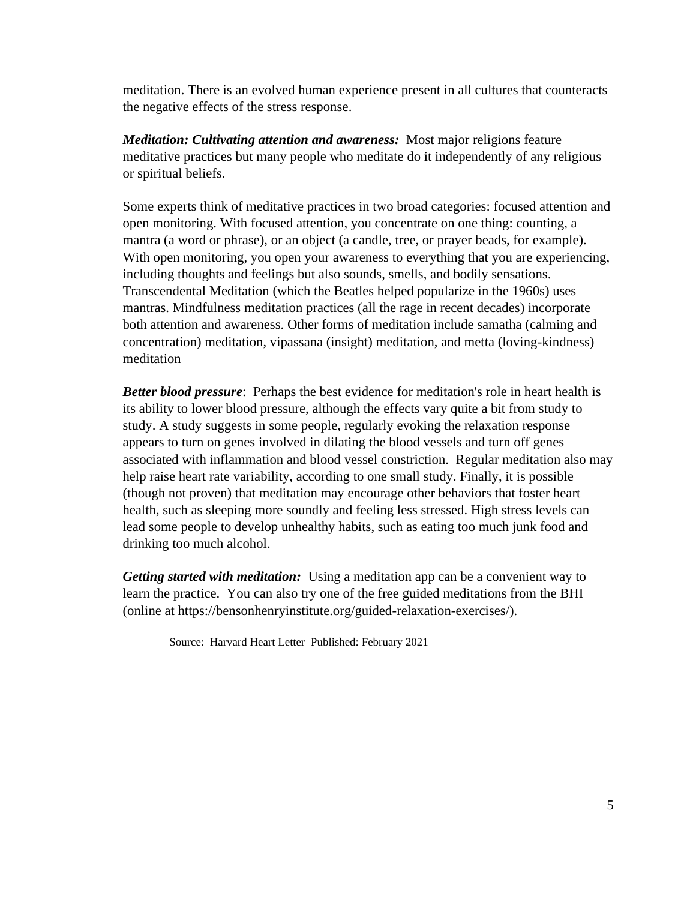meditation. There is an evolved human experience present in all cultures that counteracts the negative effects of the stress response.

***Meditation: Cultivating attention and awareness:*** Most major religions feature meditative practices but many people who meditate do it independently of any religious or spiritual beliefs.

Some experts think of meditative practices in two broad categories: focused attention and open monitoring. With focused attention, you concentrate on one thing: counting, a mantra (a word or phrase), or an object (a candle, tree, or prayer beads, for example). With open monitoring, you open your awareness to everything that you are experiencing, including thoughts and feelings but also sounds, smells, and bodily sensations. Transcendental Meditation (which the Beatles helped popularize in the 1960s) uses mantras. Mindfulness meditation practices (all the rage in recent decades) incorporate both attention and awareness. Other forms of meditation include samatha (calming and concentration) meditation, vipassana (insight) meditation, and metta (loving-kindness) meditation

***Better blood pressure***: Perhaps the best evidence for meditation's role in heart health is its ability to lower blood pressure, although the effects vary quite a bit from study to study. A study suggests in some people, regularly evoking the relaxation response appears to turn on genes involved in dilating the blood vessels and turn off genes associated with inflammation and blood vessel constriction. Regular meditation also may help raise heart rate variability, according to one small study. Finally, it is possible (though not proven) that meditation may encourage other behaviors that foster heart health, such as sleeping more soundly and feeling less stressed. High stress levels can lead some people to develop unhealthy habits, such as eating too much junk food and drinking too much alcohol.

***Getting started with meditation:*** Using a meditation app can be a convenient way to learn the practice. You can also try one of the free guided meditations from the BHI (online at https://bensonhenryinstitute.org/guided-relaxation-exercises/).

Source: Harvard Heart Letter Published: February 2021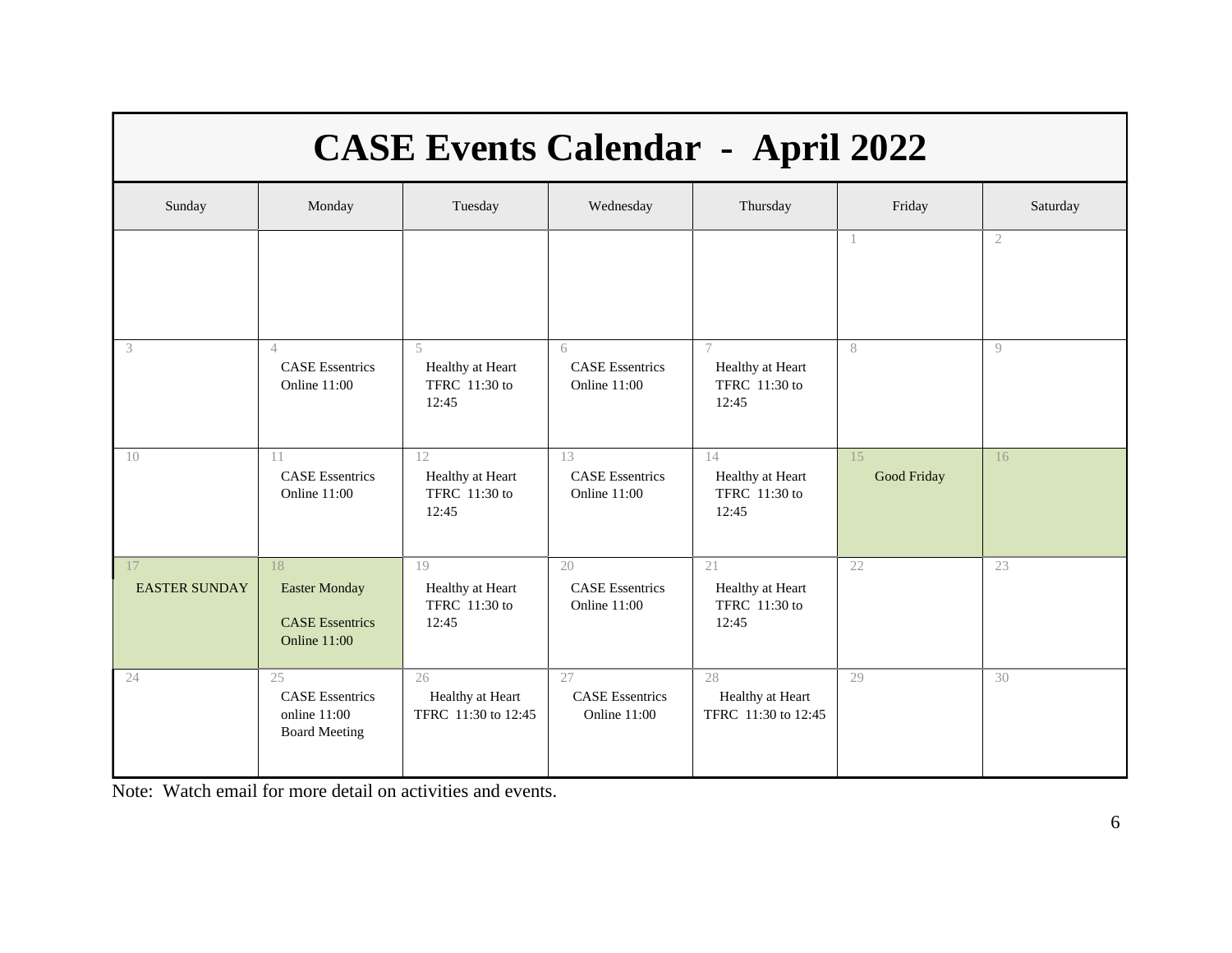# CASE Events Calendar - April 2022

| Sunday | Monday | Tuesday | Wednesday | Thursday | Friday | Saturday |
|---|---|---|---|---|---|---|
| | | | | | 1 | 2 |
| 3 | 4 CASE Essentrics Online 11:00 | 5 Healthy at Heart TFRC 11:30 to 12:45 | 6 CASE Essentrics Online 11:00 | 7 Healthy at Heart TFRC 11:30 to 12:45 | 8 | 9 |
| 10 | 11 CASE Essentrics Online 11:00 | 12 Healthy at Heart TFRC 11:30 to 12:45 | 13 CASE Essentrics Online 11:00 | 14 Healthy at Heart TFRC 11:30 to 12:45 | 15 Good Friday | 16 |
| 17 EASTER SUNDAY | 18 Easter Monday CASE Essentrics Online 11:00 | 19 Healthy at Heart TFRC 11:30 to 12:45 | 20 CASE Essentrics Online 11:00 | 21 Healthy at Heart TFRC 11:30 to 12:45 | 22 | 23 |
| 24 | 25 CASE Essentrics online 11:00 Board Meeting | 26 Healthy at Heart TFRC 11:30 to 12:45 | 27 CASE Essentrics Online 11:00 | 28 Healthy at Heart TFRC 11:30 to 12:45 | 29 | 30 |

Note: Watch email for more detail on activities and events.